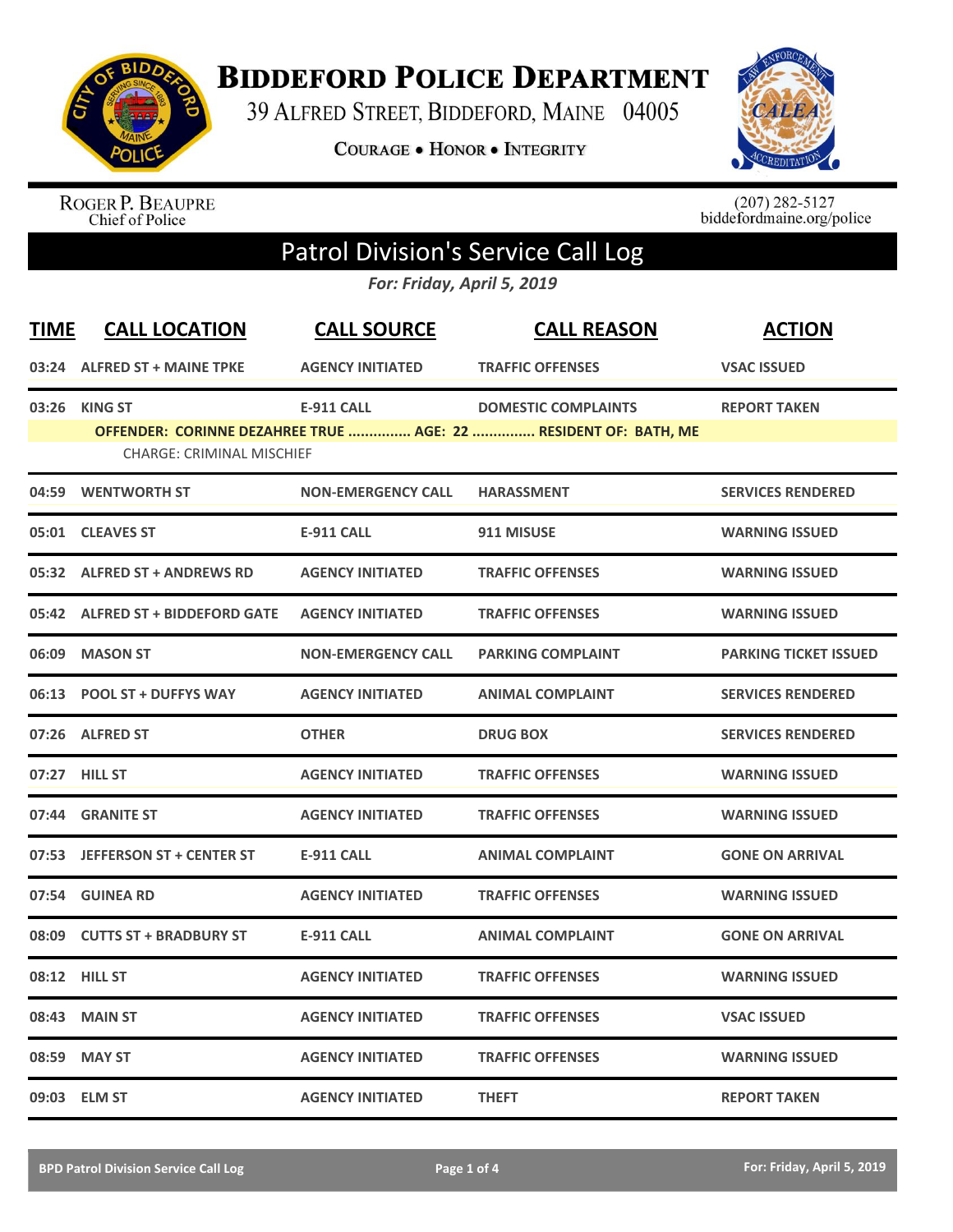# Biddeford Police Department

39 Alfred Street, Biddeford, Maine 04005

Courage • Honor • Integrity

Roger P. Beaupre
Chief of Police

(207) 282-5127
biddefordmaine.org/police

## Patrol Division's Service Call Log

*For: Friday, April 5, 2019*

| TIME | CALL LOCATION | CALL SOURCE | CALL REASON | ACTION |
|---|---|---|---|---|
| 03:24 | ALFRED ST + MAINE TPKE | AGENCY INITIATED | TRAFFIC OFFENSES | VSAC ISSUED |
| 03:26 | KING ST | E-911 CALL | DOMESTIC COMPLAINTS | REPORT TAKEN |
| | OFFENDER: CORINNE DEZAHREE TRUE ............... AGE: 22 ............... RESIDENT OF: BATH, ME | | | |
| | CHARGE: CRIMINAL MISCHIEF | | | |
| 04:59 | WENTWORTH ST | NON-EMERGENCY CALL | HARASSMENT | SERVICES RENDERED |
| 05:01 | CLEAVES ST | E-911 CALL | 911 MISUSE | WARNING ISSUED |
| 05:32 | ALFRED ST + ANDREWS RD | AGENCY INITIATED | TRAFFIC OFFENSES | WARNING ISSUED |
| 05:42 | ALFRED ST + BIDDEFORD GATE | AGENCY INITIATED | TRAFFIC OFFENSES | WARNING ISSUED |
| 06:09 | MASON ST | NON-EMERGENCY CALL | PARKING COMPLAINT | PARKING TICKET ISSUED |
| 06:13 | POOL ST + DUFFYS WAY | AGENCY INITIATED | ANIMAL COMPLAINT | SERVICES RENDERED |
| 07:26 | ALFRED ST | OTHER | DRUG BOX | SERVICES RENDERED |
| 07:27 | HILL ST | AGENCY INITIATED | TRAFFIC OFFENSES | WARNING ISSUED |
| 07:44 | GRANITE ST | AGENCY INITIATED | TRAFFIC OFFENSES | WARNING ISSUED |
| 07:53 | JEFFERSON ST + CENTER ST | E-911 CALL | ANIMAL COMPLAINT | GONE ON ARRIVAL |
| 07:54 | GUINEA RD | AGENCY INITIATED | TRAFFIC OFFENSES | WARNING ISSUED |
| 08:09 | CUTTS ST + BRADBURY ST | E-911 CALL | ANIMAL COMPLAINT | GONE ON ARRIVAL |
| 08:12 | HILL ST | AGENCY INITIATED | TRAFFIC OFFENSES | WARNING ISSUED |
| 08:43 | MAIN ST | AGENCY INITIATED | TRAFFIC OFFENSES | VSAC ISSUED |
| 08:59 | MAY ST | AGENCY INITIATED | TRAFFIC OFFENSES | WARNING ISSUED |
| 09:03 | ELM ST | AGENCY INITIATED | THEFT | REPORT TAKEN |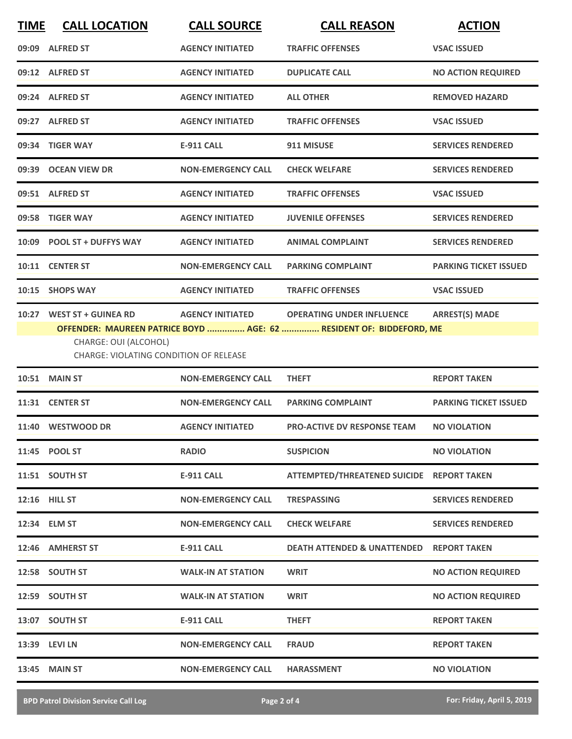| TIME | CALL LOCATION | CALL SOURCE | CALL REASON | ACTION |
|---|---|---|---|---|
| 09:09 | ALFRED ST | AGENCY INITIATED | TRAFFIC OFFENSES | VSAC ISSUED |
| 09:12 | ALFRED ST | AGENCY INITIATED | DUPLICATE CALL | NO ACTION REQUIRED |
| 09:24 | ALFRED ST | AGENCY INITIATED | ALL OTHER | REMOVED HAZARD |
| 09:27 | ALFRED ST | AGENCY INITIATED | TRAFFIC OFFENSES | VSAC ISSUED |
| 09:34 | TIGER WAY | E-911 CALL | 911 MISUSE | SERVICES RENDERED |
| 09:39 | OCEAN VIEW DR | NON-EMERGENCY CALL | CHECK WELFARE | SERVICES RENDERED |
| 09:51 | ALFRED ST | AGENCY INITIATED | TRAFFIC OFFENSES | VSAC ISSUED |
| 09:58 | TIGER WAY | AGENCY INITIATED | JUVENILE OFFENSES | SERVICES RENDERED |
| 10:09 | POOL ST + DUFFYS WAY | AGENCY INITIATED | ANIMAL COMPLAINT | SERVICES RENDERED |
| 10:11 | CENTER ST | NON-EMERGENCY CALL | PARKING COMPLAINT | PARKING TICKET ISSUED |
| 10:15 | SHOPS WAY | AGENCY INITIATED | TRAFFIC OFFENSES | VSAC ISSUED |
| 10:27 | WEST ST + GUINEA RD | AGENCY INITIATED | OPERATING UNDER INFLUENCE | ARREST(S) MADE |

**OFFENDER: MAUREEN PATRICE BOYD ............... AGE: 62 ............... RESIDENT OF: BIDDEFORD, ME**

CHARGE: OUI (ALCOHOL)
CHARGE: VIOLATING CONDITION OF RELEASE

| TIME | CALL LOCATION | CALL SOURCE | CALL REASON | ACTION |
|---|---|---|---|---|
| 10:51 | MAIN ST | NON-EMERGENCY CALL | THEFT | REPORT TAKEN |
| 11:31 | CENTER ST | NON-EMERGENCY CALL | PARKING COMPLAINT | PARKING TICKET ISSUED |
| 11:40 | WESTWOOD DR | AGENCY INITIATED | PRO-ACTIVE DV RESPONSE TEAM | NO VIOLATION |
| 11:45 | POOL ST | RADIO | SUSPICION | NO VIOLATION |
| 11:51 | SOUTH ST | E-911 CALL | ATTEMPTED/THREATENED SUICIDE | REPORT TAKEN |
| 12:16 | HILL ST | NON-EMERGENCY CALL | TRESPASSING | SERVICES RENDERED |
| 12:34 | ELM ST | NON-EMERGENCY CALL | CHECK WELFARE | SERVICES RENDERED |
| 12:46 | AMHERST ST | E-911 CALL | DEATH ATTENDED & UNATTENDED | REPORT TAKEN |
| 12:58 | SOUTH ST | WALK-IN AT STATION | WRIT | NO ACTION REQUIRED |
| 12:59 | SOUTH ST | WALK-IN AT STATION | WRIT | NO ACTION REQUIRED |
| 13:07 | SOUTH ST | E-911 CALL | THEFT | REPORT TAKEN |
| 13:39 | LEVI LN | NON-EMERGENCY CALL | FRAUD | REPORT TAKEN |
| 13:45 | MAIN ST | NON-EMERGENCY CALL | HARASSMENT | NO VIOLATION |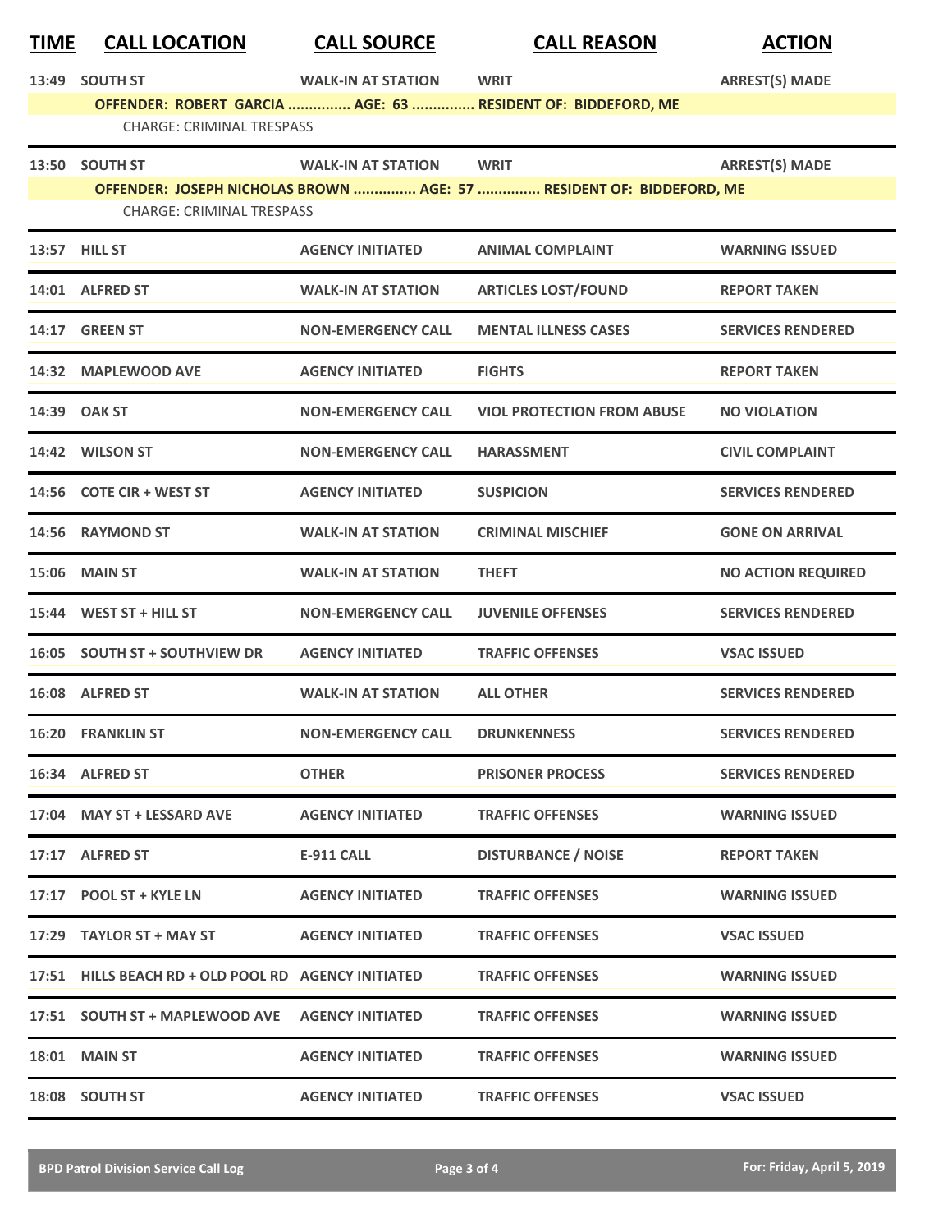| TIME | CALL LOCATION | CALL SOURCE | CALL REASON | ACTION |
|---|---|---|---|---|
| 13:49 | SOUTH ST | WALK-IN AT STATION | WRIT | ARREST(S) MADE |
| | OFFENDER: ROBERT GARCIA ............... AGE: 63 ............... RESIDENT OF: BIDDEFORD, ME | | | |
| | CHARGE: CRIMINAL TRESPASS | | | |
| 13:50 | SOUTH ST | WALK-IN AT STATION | WRIT | ARREST(S) MADE |
| | OFFENDER: JOSEPH NICHOLAS BROWN ............... AGE: 57 ............... RESIDENT OF: BIDDEFORD, ME | | | |
| | CHARGE: CRIMINAL TRESPASS | | | |
| 13:57 | HILL ST | AGENCY INITIATED | ANIMAL COMPLAINT | WARNING ISSUED |
| 14:01 | ALFRED ST | WALK-IN AT STATION | ARTICLES LOST/FOUND | REPORT TAKEN |
| 14:17 | GREEN ST | NON-EMERGENCY CALL | MENTAL ILLNESS CASES | SERVICES RENDERED |
| 14:32 | MAPLEWOOD AVE | AGENCY INITIATED | FIGHTS | REPORT TAKEN |
| 14:39 | OAK ST | NON-EMERGENCY CALL | VIOL PROTECTION FROM ABUSE | NO VIOLATION |
| 14:42 | WILSON ST | NON-EMERGENCY CALL | HARASSMENT | CIVIL COMPLAINT |
| 14:56 | COTE CIR + WEST ST | AGENCY INITIATED | SUSPICION | SERVICES RENDERED |
| 14:56 | RAYMOND ST | WALK-IN AT STATION | CRIMINAL MISCHIEF | GONE ON ARRIVAL |
| 15:06 | MAIN ST | WALK-IN AT STATION | THEFT | NO ACTION REQUIRED |
| 15:44 | WEST ST + HILL ST | NON-EMERGENCY CALL | JUVENILE OFFENSES | SERVICES RENDERED |
| 16:05 | SOUTH ST + SOUTHVIEW DR | AGENCY INITIATED | TRAFFIC OFFENSES | VSAC ISSUED |
| 16:08 | ALFRED ST | WALK-IN AT STATION | ALL OTHER | SERVICES RENDERED |
| 16:20 | FRANKLIN ST | NON-EMERGENCY CALL | DRUNKENNESS | SERVICES RENDERED |
| 16:34 | ALFRED ST | OTHER | PRISONER PROCESS | SERVICES RENDERED |
| 17:04 | MAY ST + LESSARD AVE | AGENCY INITIATED | TRAFFIC OFFENSES | WARNING ISSUED |
| 17:17 | ALFRED ST | E-911 CALL | DISTURBANCE / NOISE | REPORT TAKEN |
| 17:17 | POOL ST + KYLE LN | AGENCY INITIATED | TRAFFIC OFFENSES | WARNING ISSUED |
| 17:29 | TAYLOR ST + MAY ST | AGENCY INITIATED | TRAFFIC OFFENSES | VSAC ISSUED |
| 17:51 | HILLS BEACH RD + OLD POOL RD | AGENCY INITIATED | TRAFFIC OFFENSES | WARNING ISSUED |
| 17:51 | SOUTH ST + MAPLEWOOD AVE | AGENCY INITIATED | TRAFFIC OFFENSES | WARNING ISSUED |
| 18:01 | MAIN ST | AGENCY INITIATED | TRAFFIC OFFENSES | WARNING ISSUED |
| 18:08 | SOUTH ST | AGENCY INITIATED | TRAFFIC OFFENSES | VSAC ISSUED |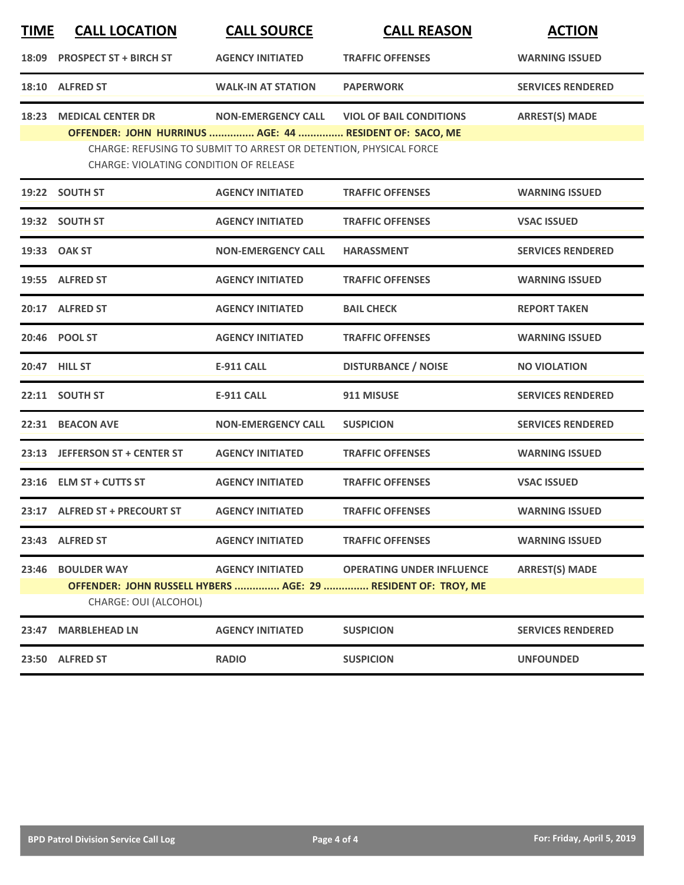| TIME | CALL LOCATION | CALL SOURCE | CALL REASON | ACTION |
| --- | --- | --- | --- | --- |
| 18:09 | PROSPECT ST + BIRCH ST | AGENCY INITIATED | TRAFFIC OFFENSES | WARNING ISSUED |
| 18:10 | ALFRED ST | WALK-IN AT STATION | PAPERWORK | SERVICES RENDERED |
| 18:23 | MEDICAL CENTER DR | NON-EMERGENCY CALL | VIOL OF BAIL CONDITIONS | ARREST(S) MADE |
| | OFFENDER: JOHN HURRINUS ............... AGE: 44 ............... RESIDENT OF: SACO, ME | | | |
| | CHARGE: REFUSING TO SUBMIT TO ARREST OR DETENTION, PHYSICAL FORCE | | | |
| | CHARGE: VIOLATING CONDITION OF RELEASE | | | |
| 19:22 | SOUTH ST | AGENCY INITIATED | TRAFFIC OFFENSES | WARNING ISSUED |
| 19:32 | SOUTH ST | AGENCY INITIATED | TRAFFIC OFFENSES | VSAC ISSUED |
| 19:33 | OAK ST | NON-EMERGENCY CALL | HARASSMENT | SERVICES RENDERED |
| 19:55 | ALFRED ST | AGENCY INITIATED | TRAFFIC OFFENSES | WARNING ISSUED |
| 20:17 | ALFRED ST | AGENCY INITIATED | BAIL CHECK | REPORT TAKEN |
| 20:46 | POOL ST | AGENCY INITIATED | TRAFFIC OFFENSES | WARNING ISSUED |
| 20:47 | HILL ST | E-911 CALL | DISTURBANCE / NOISE | NO VIOLATION |
| 22:11 | SOUTH ST | E-911 CALL | 911 MISUSE | SERVICES RENDERED |
| 22:31 | BEACON AVE | NON-EMERGENCY CALL | SUSPICION | SERVICES RENDERED |
| 23:13 | JEFFERSON ST + CENTER ST | AGENCY INITIATED | TRAFFIC OFFENSES | WARNING ISSUED |
| 23:16 | ELM ST + CUTTS ST | AGENCY INITIATED | TRAFFIC OFFENSES | VSAC ISSUED |
| 23:17 | ALFRED ST + PRECOURT ST | AGENCY INITIATED | TRAFFIC OFFENSES | WARNING ISSUED |
| 23:43 | ALFRED ST | AGENCY INITIATED | TRAFFIC OFFENSES | WARNING ISSUED |
| 23:46 | BOULDER WAY | AGENCY INITIATED | OPERATING UNDER INFLUENCE | ARREST(S) MADE |
| | OFFENDER: JOHN RUSSELL HYBERS ............... AGE: 29 ............... RESIDENT OF: TROY, ME | | | |
| | CHARGE: OUI (ALCOHOL) | | | |
| 23:47 | MARBLEHEAD LN | AGENCY INITIATED | SUSPICION | SERVICES RENDERED |
| 23:50 | ALFRED ST | RADIO | SUSPICION | UNFOUNDED |